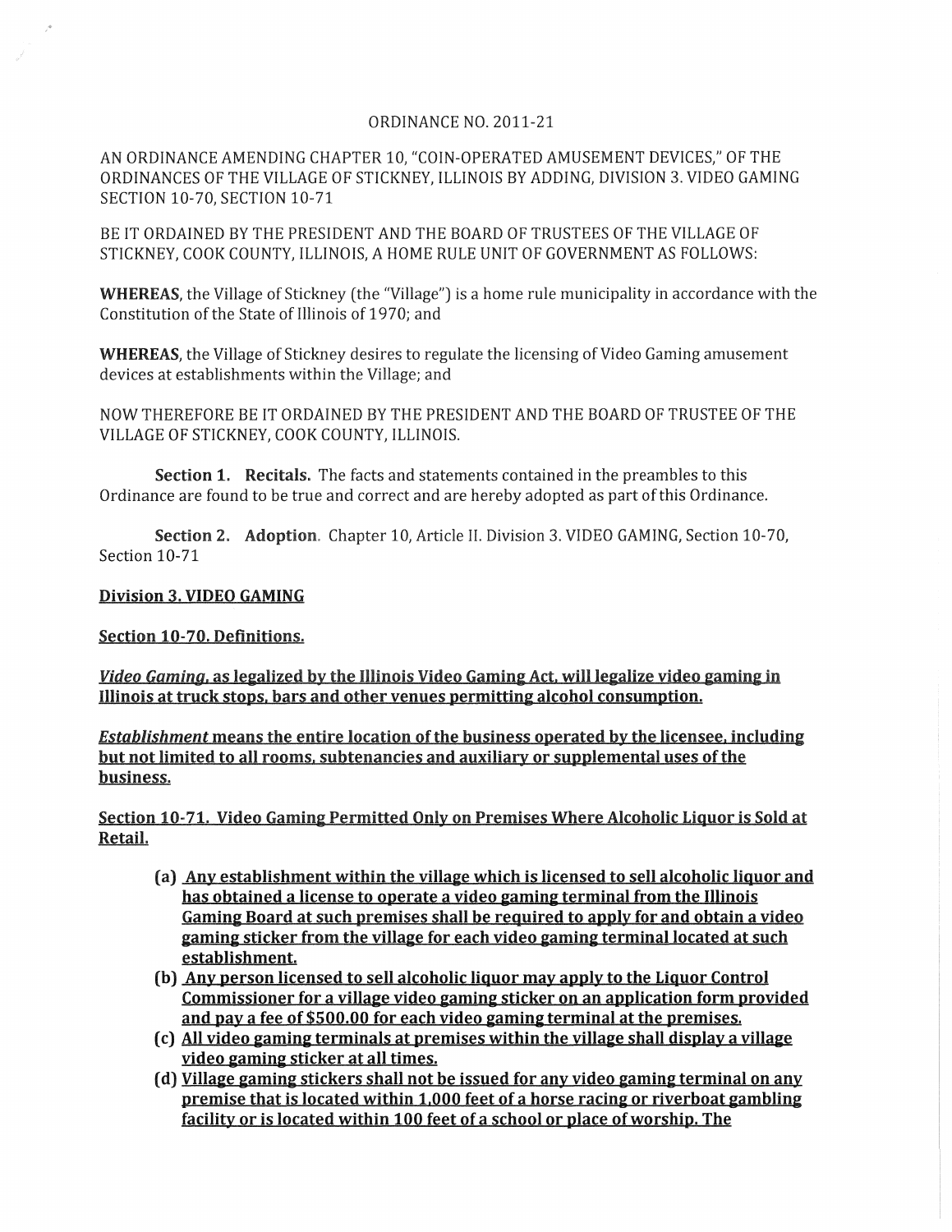ORDINANCE NO. 2011-21

AN ORDINANCE AMENDING CHAPTER 10, "COIN-OPERATED AMUSEMENT DEVICES," OF THE ORDINANCES OF THE VILLAGE OF STICKNEY, ILLINOIS BY ADDING, DIVISION 3. VIDEO GAMING SECTION 10-70, SECTION 10-71

BE IT ORDAINED BY THE PRESIDENT AND THE BOARD OF TRUSTEES OF THE VILLAGE OF STICKNEY, COOK COUNTY, ILLINOIS, A HOME RULE UNIT OF GOVERNMENT AS FOLLOWS:

**WHEREAS**, the Village of Stickney (the "Village") is a home rule municipality in accordance with the Constitution of the State of Illinois of 1970; and

**WHEREAS**, the Village of Stickney desires to regulate the licensing of Video Gaming amusement devices at establishments within the Village; and

NOW THEREFORE BE IT ORDAINED BY THE PRESIDENT AND THE BOARD OF TRUSTEE OF THE VILLAGE OF STICKNEY, COOK COUNTY, ILLINOIS.

**Section 1. Recitals.** The facts and statements contained in the preambles to this Ordinance are found to be true and correct and are hereby adopted as part of this Ordinance.

**Section 2. Adoption.** Chapter 10, Article II. Division 3. VIDEO GAMING, Section 10-70, Section 10-71

**Division 3. VIDEO GAMING**

**Section 10-70. Definitions.**

***Video Gaming*, as legalized by the Illinois Video Gaming Act, will legalize video gaming in Illinois at truck stops, bars and other venues permitting alcohol consumption.**

***Establishment* means the entire location of the business operated by the licensee, including but not limited to all rooms, subtenancies and auxiliary or supplemental uses of the business.**

**Section 10-71. Video Gaming Permitted Only on Premises Where Alcoholic Liquor is Sold at Retail.**

- (a) **Any establishment within the village which is licensed to sell alcoholic liquor and has obtained a license to operate a video gaming terminal from the Illinois Gaming Board at such premises shall be required to apply for and obtain a video gaming sticker from the village for each video gaming terminal located at such establishment.**
- (b) **Any person licensed to sell alcoholic liquor may apply to the Liquor Control Commissioner for a village video gaming sticker on an application form provided and pay a fee of $500.00 for each video gaming terminal at the premises.**
- (c) **All video gaming terminals at premises within the village shall display a village video gaming sticker at all times.**
- (d) **Village gaming stickers shall not be issued for any video gaming terminal on any premise that is located within 1,000 feet of a horse racing or riverboat gambling facility or is located within 100 feet of a school or place of worship. The**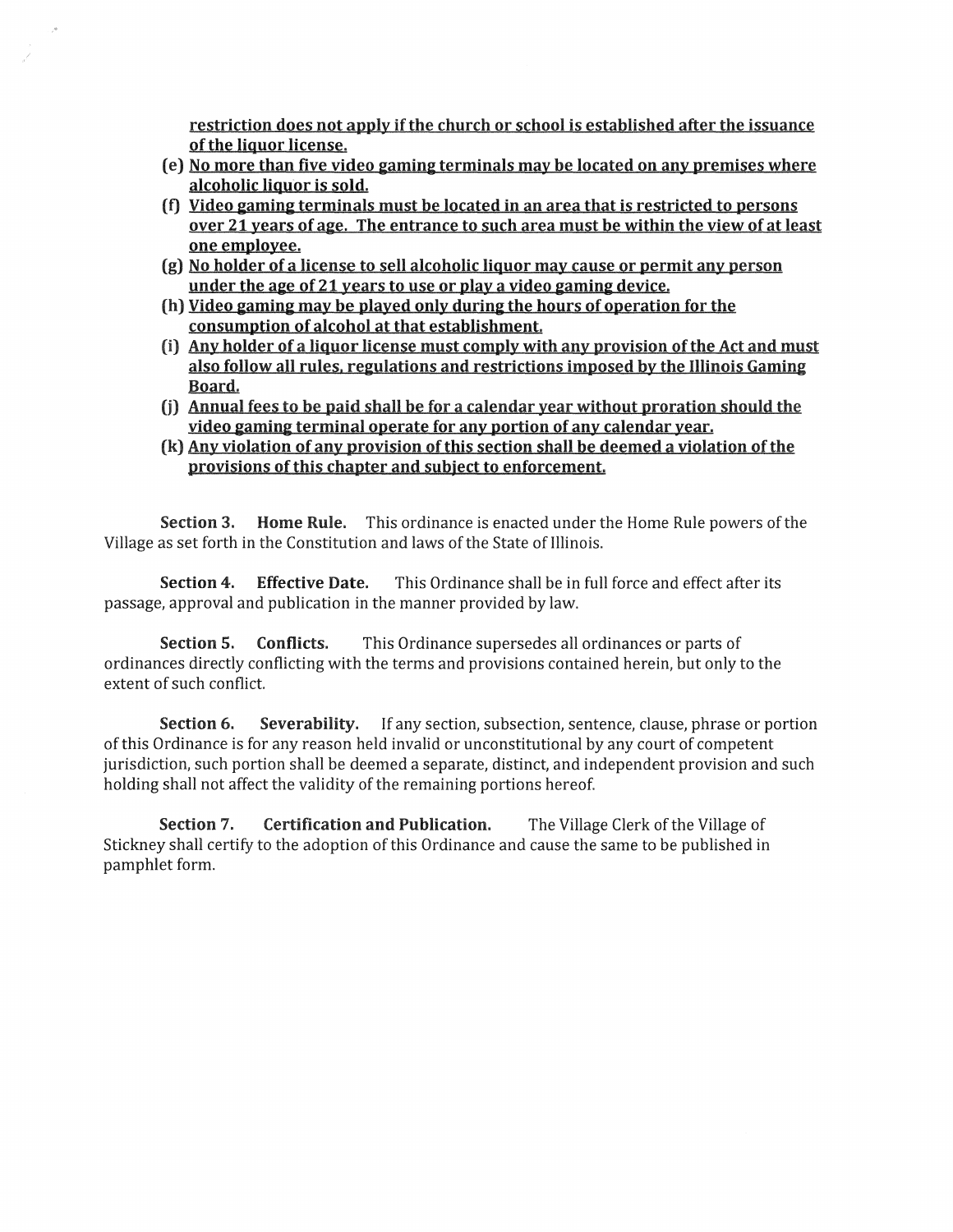restriction does not apply if the church or school is established after the issuance of the liquor license.

(e) No more than five video gaming terminals may be located on any premises where alcoholic liquor is sold.

(f) Video gaming terminals must be located in an area that is restricted to persons over 21 years of age. The entrance to such area must be within the view of at least one employee.

(g) No holder of a license to sell alcoholic liquor may cause or permit any person under the age of 21 years to use or play a video gaming device.

(h) Video gaming may be played only during the hours of operation for the consumption of alcohol at that establishment.

(i) Any holder of a liquor license must comply with any provision of the Act and must also follow all rules, regulations and restrictions imposed by the Illinois Gaming Board.

(j) Annual fees to be paid shall be for a calendar year without proration should the video gaming terminal operate for any portion of any calendar year.

(k) Any violation of any provision of this section shall be deemed a violation of the provisions of this chapter and subject to enforcement.

**Section 3. Home Rule.** This ordinance is enacted under the Home Rule powers of the Village as set forth in the Constitution and laws of the State of Illinois.

**Section 4. Effective Date.** This Ordinance shall be in full force and effect after its passage, approval and publication in the manner provided by law.

**Section 5. Conflicts.** This Ordinance supersedes all ordinances or parts of ordinances directly conflicting with the terms and provisions contained herein, but only to the extent of such conflict.

**Section 6. Severability.** If any section, subsection, sentence, clause, phrase or portion of this Ordinance is for any reason held invalid or unconstitutional by any court of competent jurisdiction, such portion shall be deemed a separate, distinct, and independent provision and such holding shall not affect the validity of the remaining portions hereof.

**Section 7. Certification and Publication.** The Village Clerk of the Village of Stickney shall certify to the adoption of this Ordinance and cause the same to be published in pamphlet form.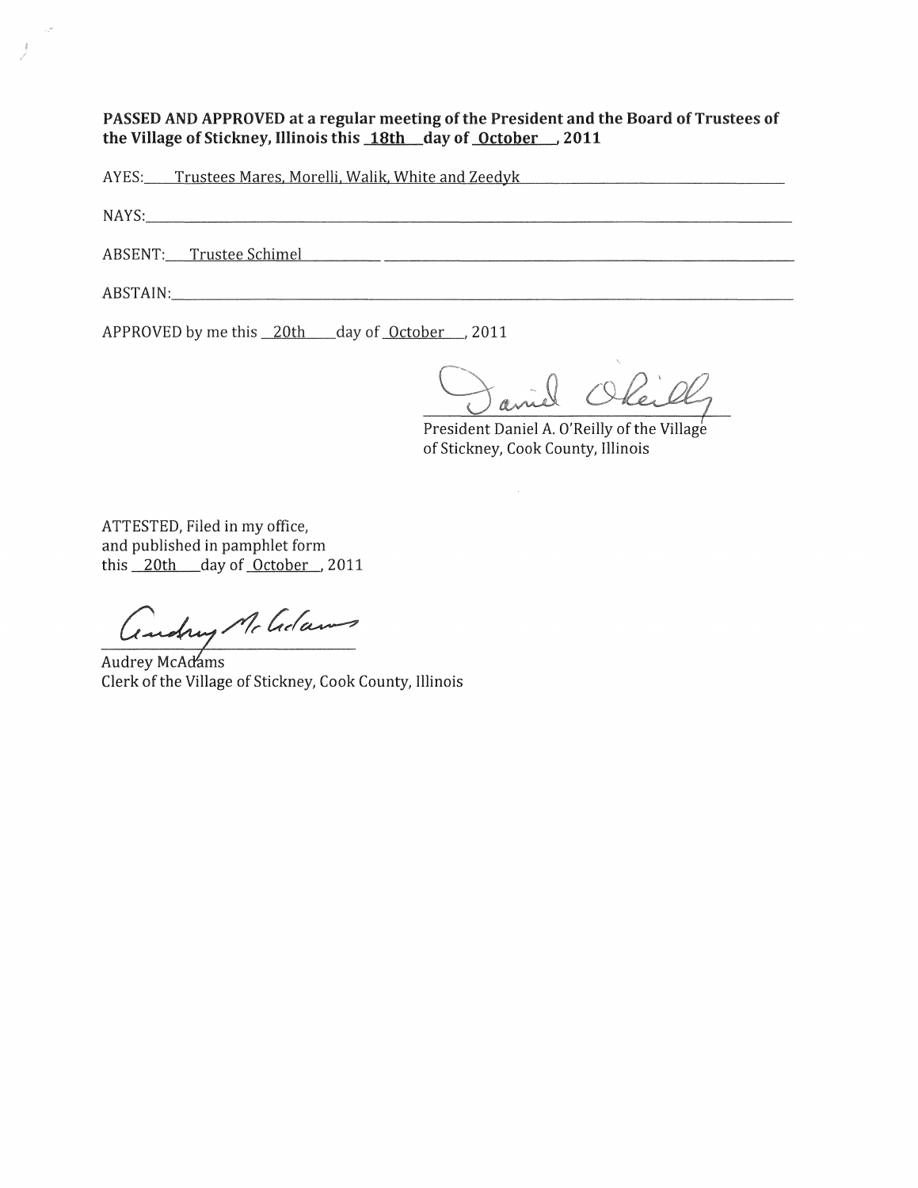**PASSED AND APPROVED at a regular meeting of the President and the Board of Trustees of the Village of Stickney, Illinois this 18th day of October, 2011**

AYES: Trustees Mares, Morelli, Walik, White and Zeedyk

NAYS:

ABSENT: Trustee Schimel

ABSTAIN:

APPROVED by me this 20th day of October, 2011

Daniel O'Reilly

President Daniel A. O'Reilly of the Village of Stickney, Cook County, Illinois

ATTESTED, Filed in my office, and published in pamphlet form this 20th day of October, 2011

Audrey McAdams

Audrey McAdams
Clerk of the Village of Stickney, Cook County, Illinois